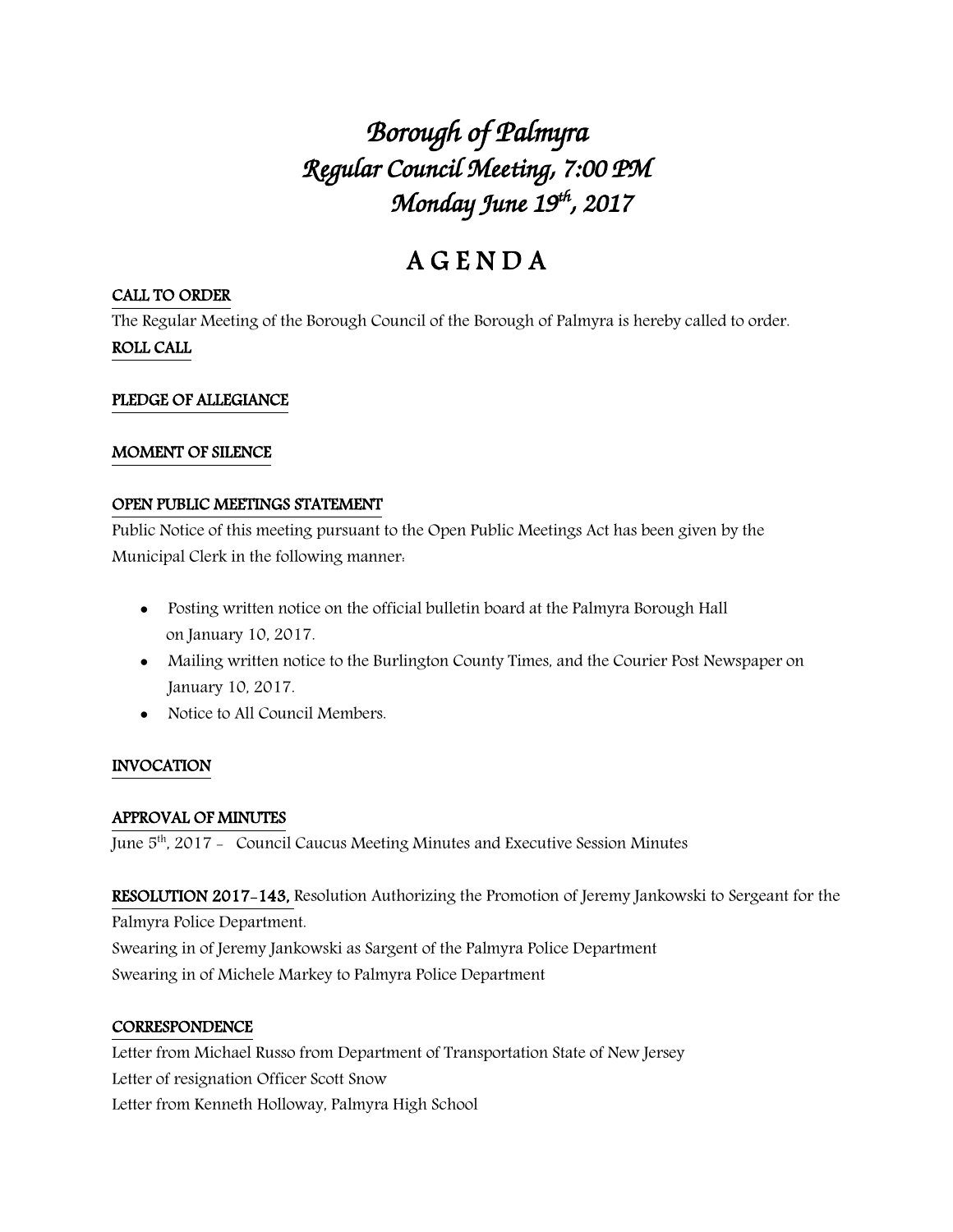# Borough of Palmyra
## Regular Council Meeting, 7:00 PM
## Monday June 19th, 2017

# A G E N D A

**CALL TO ORDER**

The Regular Meeting of the Borough Council of the Borough of Palmyra is hereby called to order.

**ROLL CALL**

**PLEDGE OF ALLEGIANCE**

**MOMENT OF SILENCE**

**OPEN PUBLIC MEETINGS STATEMENT**

Public Notice of this meeting pursuant to the Open Public Meetings Act has been given by the Municipal Clerk in the following manner:

- Posting written notice on the official bulletin board at the Palmyra Borough Hall on January 10, 2017.
- Mailing written notice to the Burlington County Times, and the Courier Post Newspaper on January 10, 2017.
- Notice to All Council Members.

**INVOCATION**

**APPROVAL OF MINUTES**

June 5th, 2017 - Council Caucus Meeting Minutes and Executive Session Minutes

**RESOLUTION 2017-143,** Resolution Authorizing the Promotion of Jeremy Jankowski to Sergeant for the Palmyra Police Department.

Swearing in of Jeremy Jankowski as Sargent of the Palmyra Police Department

Swearing in of Michele Markey to Palmyra Police Department

**CORRESPONDENCE**

Letter from Michael Russo from Department of Transportation State of New Jersey

Letter of resignation Officer Scott Snow

Letter from Kenneth Holloway, Palmyra High School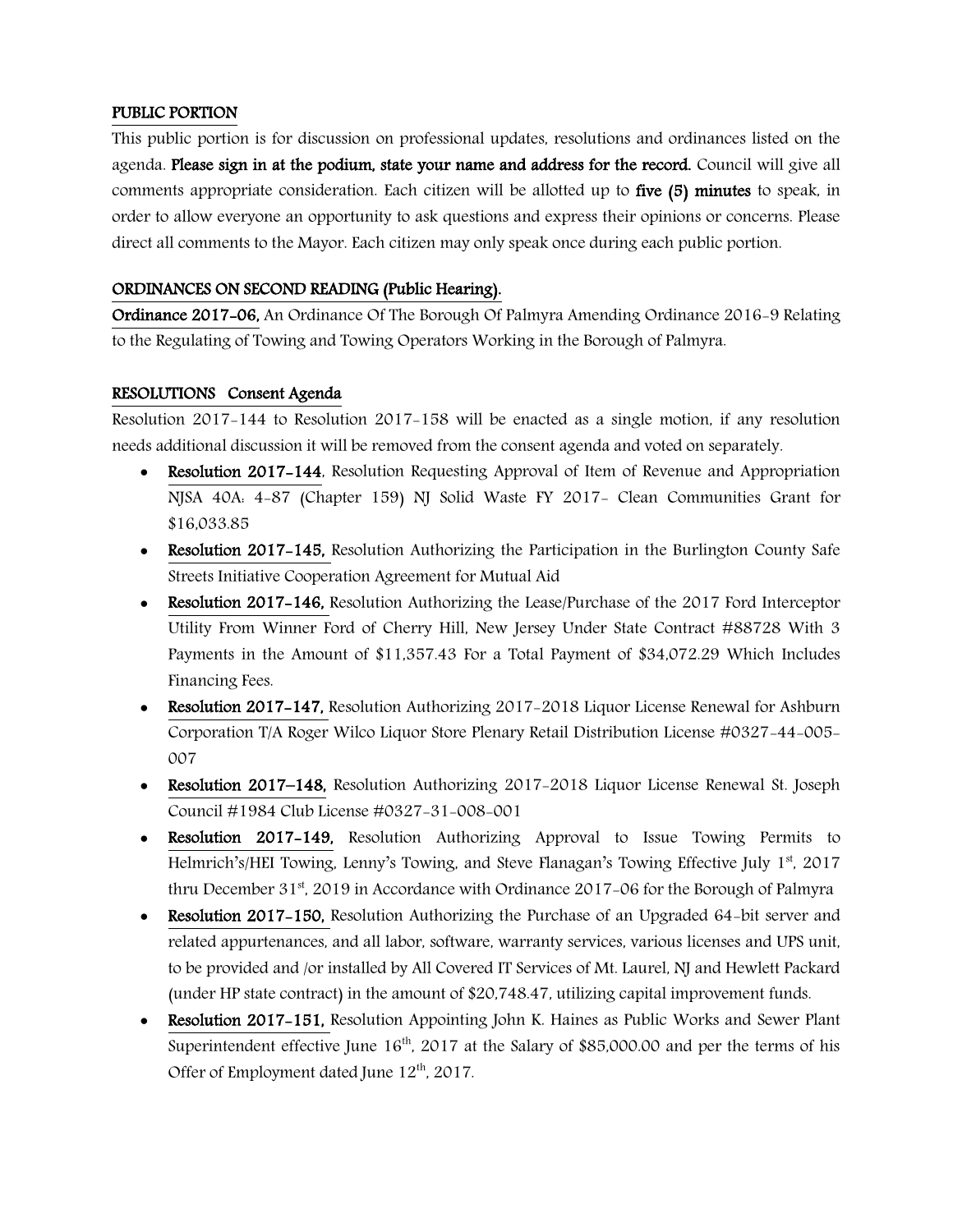## PUBLIC PORTION

This public portion is for discussion on professional updates, resolutions and ordinances listed on the agenda. **Please sign in at the podium, state your name and address for the record.** Council will give all comments appropriate consideration. Each citizen will be allotted up to **five (5) minutes** to speak, in order to allow everyone an opportunity to ask questions and express their opinions or concerns. Please direct all comments to the Mayor. Each citizen may only speak once during each public portion.

## ORDINANCES ON SECOND READING (Public Hearing).

**Ordinance 2017-06,** An Ordinance Of The Borough Of Palmyra Amending Ordinance 2016-9 Relating to the Regulating of Towing and Towing Operators Working in the Borough of Palmyra.

## RESOLUTIONS Consent Agenda

Resolution 2017-144 to Resolution 2017-158 will be enacted as a single motion, if any resolution needs additional discussion it will be removed from the consent agenda and voted on separately.

- **Resolution 2017-144**, Resolution Requesting Approval of Item of Revenue and Appropriation NJSA 40A: 4-87 (Chapter 159) NJ Solid Waste FY 2017- Clean Communities Grant for $16,033.85
- **Resolution 2017-145,** Resolution Authorizing the Participation in the Burlington County Safe Streets Initiative Cooperation Agreement for Mutual Aid
- **Resolution 2017-146,** Resolution Authorizing the Lease/Purchase of the 2017 Ford Interceptor Utility From Winner Ford of Cherry Hill, New Jersey Under State Contract #88728 With 3 Payments in the Amount of $11,357.43 For a Total Payment of $34,072.29 Which Includes Financing Fees.
- **Resolution 2017-147,** Resolution Authorizing 2017-2018 Liquor License Renewal for Ashburn Corporation T/A Roger Wilco Liquor Store Plenary Retail Distribution License #0327-44-005-007
- **Resolution 2017–148,** Resolution Authorizing 2017-2018 Liquor License Renewal St. Joseph Council #1984 Club License #0327-31-008-001
- **Resolution 2017-149,** Resolution Authorizing Approval to Issue Towing Permits to Helmrich's/HEI Towing, Lenny's Towing, and Steve Flanagan's Towing Effective July 1st, 2017 thru December 31st, 2019 in Accordance with Ordinance 2017-06 for the Borough of Palmyra
- **Resolution 2017-150,** Resolution Authorizing the Purchase of an Upgraded 64-bit server and related appurtenances, and all labor, software, warranty services, various licenses and UPS unit, to be provided and /or installed by All Covered IT Services of Mt. Laurel, NJ and Hewlett Packard (under HP state contract) in the amount of $20,748.47, utilizing capital improvement funds.
- **Resolution 2017-151,** Resolution Appointing John K. Haines as Public Works and Sewer Plant Superintendent effective June 16th, 2017 at the Salary of $85,000.00 and per the terms of his Offer of Employment dated June 12th, 2017.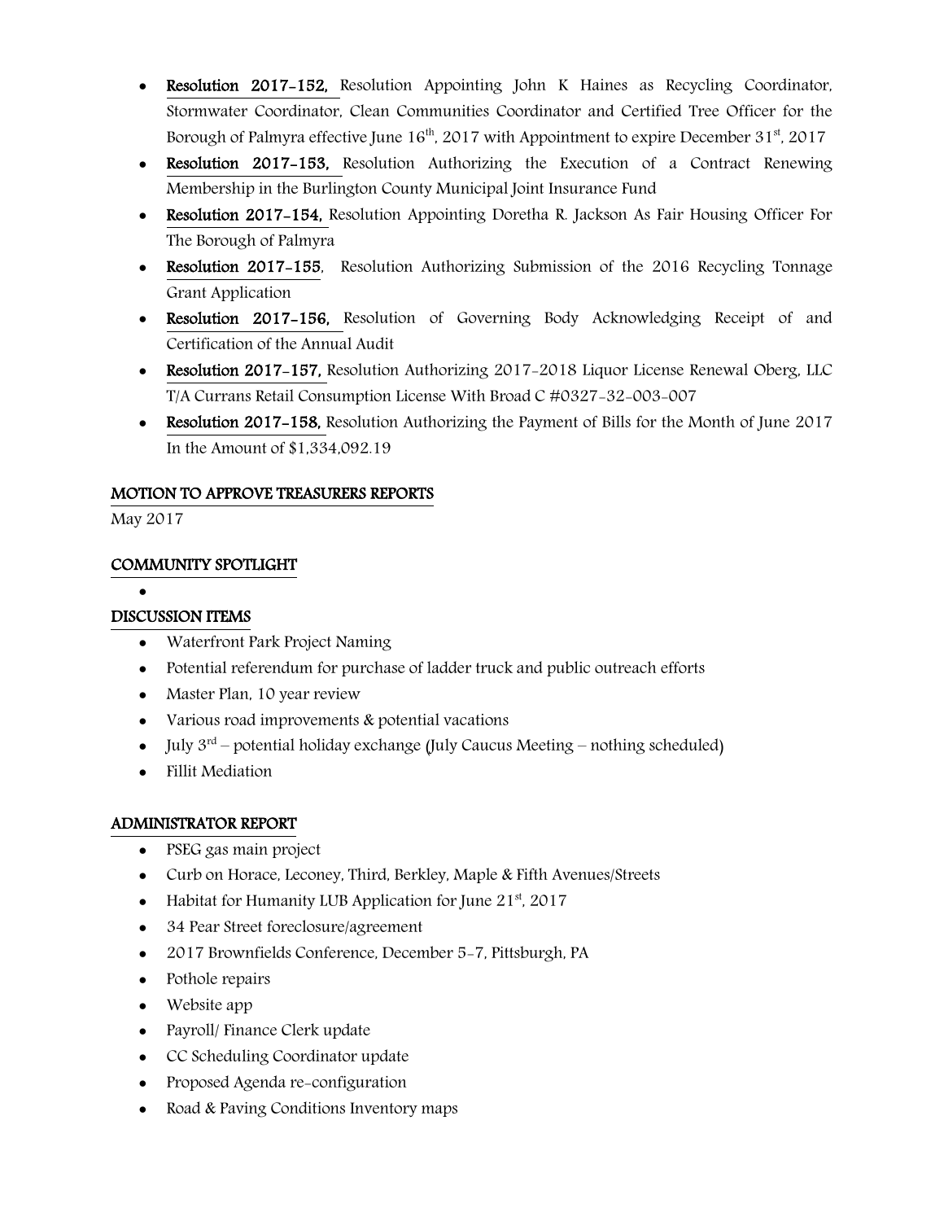- **Resolution 2017-152,** Resolution Appointing John K Haines as Recycling Coordinator, Stormwater Coordinator, Clean Communities Coordinator and Certified Tree Officer for the Borough of Palmyra effective June 16th, 2017 with Appointment to expire December 31st, 2017
- **Resolution 2017-153,** Resolution Authorizing the Execution of a Contract Renewing Membership in the Burlington County Municipal Joint Insurance Fund
- **Resolution 2017-154,** Resolution Appointing Doretha R. Jackson As Fair Housing Officer For The Borough of Palmyra
- **Resolution 2017-155**, Resolution Authorizing Submission of the 2016 Recycling Tonnage Grant Application
- **Resolution 2017-156,** Resolution of Governing Body Acknowledging Receipt of and Certification of the Annual Audit
- **Resolution 2017-157,** Resolution Authorizing 2017-2018 Liquor License Renewal Oberg, LLC T/A Currans Retail Consumption License With Broad C #0327-32-003-007
- **Resolution 2017-158,** Resolution Authorizing the Payment of Bills for the Month of June 2017 In the Amount of $1,334,092.19

**MOTION TO APPROVE TREASURERS REPORTS**

May 2017

**COMMUNITY SPOTLIGHT**

- 

**DISCUSSION ITEMS**

- Waterfront Park Project Naming
- Potential referendum for purchase of ladder truck and public outreach efforts
- Master Plan, 10 year review
- Various road improvements & potential vacations
- July 3rd – potential holiday exchange (July Caucus Meeting – nothing scheduled)
- Fillit Mediation

**ADMINISTRATOR REPORT**

- PSEG gas main project
- Curb on Horace, Leconey, Third, Berkley, Maple & Fifth Avenues/Streets
- Habitat for Humanity LUB Application for June 21st, 2017
- 34 Pear Street foreclosure/agreement
- 2017 Brownfields Conference, December 5-7, Pittsburgh, PA
- Pothole repairs
- Website app
- Payroll/ Finance Clerk update
- CC Scheduling Coordinator update
- Proposed Agenda re-configuration
- Road & Paving Conditions Inventory maps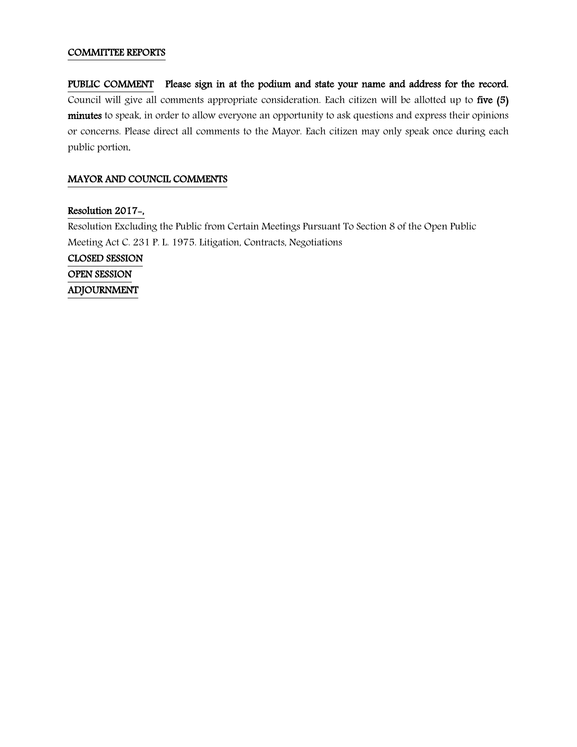**COMMITTEE REPORTS**

**PUBLIC COMMENT** **Please sign in at the podium and state your name and address for the record.** Council will give all comments appropriate consideration. Each citizen will be allotted up to **five (5) minutes** to speak, in order to allow everyone an opportunity to ask questions and express their opinions or concerns. Please direct all comments to the Mayor. Each citizen may only speak once during each public portion**.**

**MAYOR AND COUNCIL COMMENTS**

**Resolution 2017-,**

Resolution Excluding the Public from Certain Meetings Pursuant To Section 8 of the Open Public Meeting Act C. 231 P. L. 1975. Litigation, Contracts, Negotiations

**CLOSED SESSION**

**OPEN SESSION**

**ADJOURNMENT**